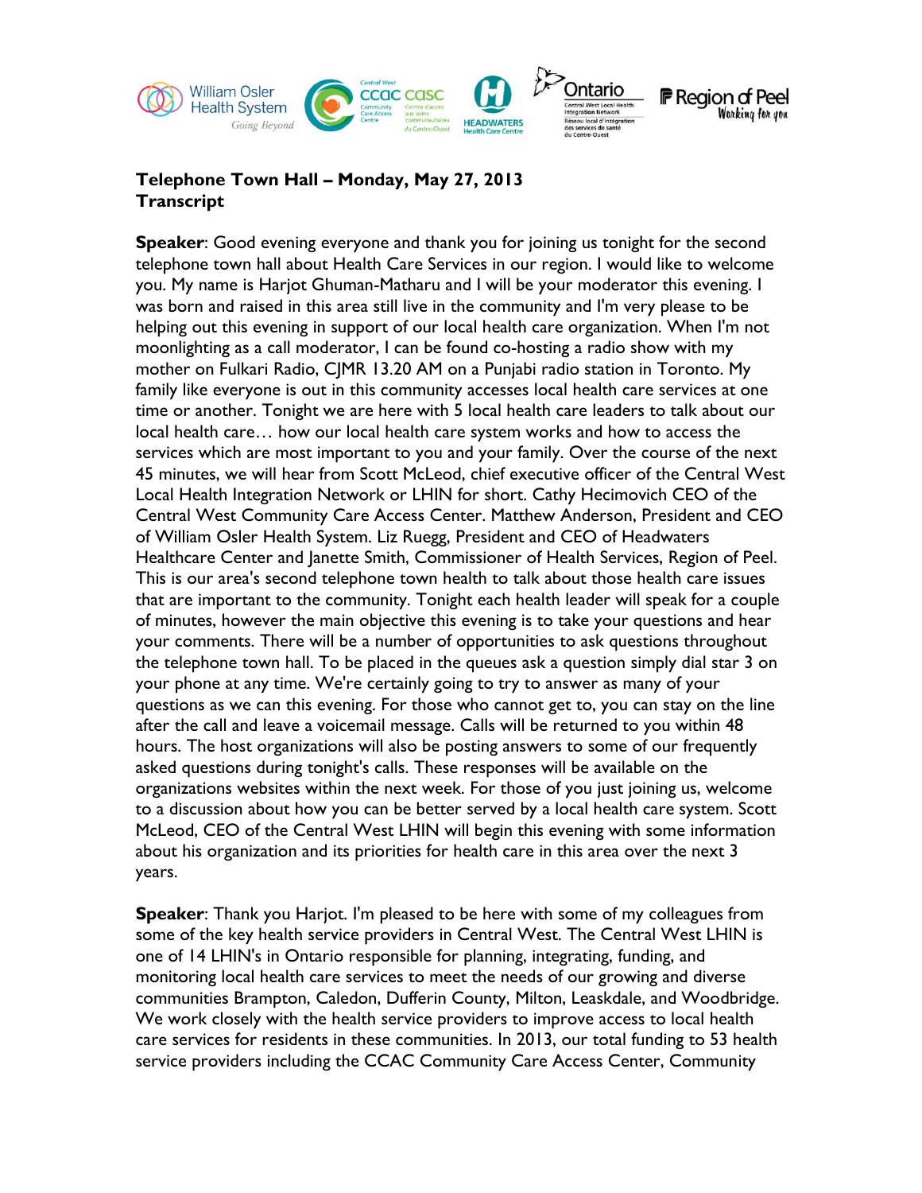**Telephone Town Hall – Monday, May 27, 2013**
**Transcript**

**Speaker**: Good evening everyone and thank you for joining us tonight for the second telephone town hall about Health Care Services in our region. I would like to welcome you. My name is Harjot Ghuman-Matharu and I will be your moderator this evening. I was born and raised in this area still live in the community and I'm very please to be helping out this evening in support of our local health care organization. When I'm not moonlighting as a call moderator, I can be found co-hosting a radio show with my mother on Fulkari Radio, CJMR 13.20 AM on a Punjabi radio station in Toronto. My family like everyone is out in this community accesses local health care services at one time or another. Tonight we are here with 5 local health care leaders to talk about our local health care… how our local health care system works and how to access the services which are most important to you and your family. Over the course of the next 45 minutes, we will hear from Scott McLeod, chief executive officer of the Central West Local Health Integration Network or LHIN for short. Cathy Hecimovich CEO of the Central West Community Care Access Center. Matthew Anderson, President and CEO of William Osler Health System. Liz Ruegg, President and CEO of Headwaters Healthcare Center and Janette Smith, Commissioner of Health Services, Region of Peel. This is our area's second telephone town health to talk about those health care issues that are important to the community. Tonight each health leader will speak for a couple of minutes, however the main objective this evening is to take your questions and hear your comments. There will be a number of opportunities to ask questions throughout the telephone town hall. To be placed in the queues ask a question simply dial star 3 on your phone at any time. We're certainly going to try to answer as many of your questions as we can this evening. For those who cannot get to, you can stay on the line after the call and leave a voicemail message. Calls will be returned to you within 48 hours. The host organizations will also be posting answers to some of our frequently asked questions during tonight's calls. These responses will be available on the organizations websites within the next week. For those of you just joining us, welcome to a discussion about how you can be better served by a local health care system. Scott McLeod, CEO of the Central West LHIN will begin this evening with some information about his organization and its priorities for health care in this area over the next 3 years.

**Speaker**: Thank you Harjot. I'm pleased to be here with some of my colleagues from some of the key health service providers in Central West. The Central West LHIN is one of 14 LHIN's in Ontario responsible for planning, integrating, funding, and monitoring local health care services to meet the needs of our growing and diverse communities Brampton, Caledon, Dufferin County, Milton, Leaskdale, and Woodbridge. We work closely with the health service providers to improve access to local health care services for residents in these communities. In 2013, our total funding to 53 health service providers including the CCAC Community Care Access Center, Community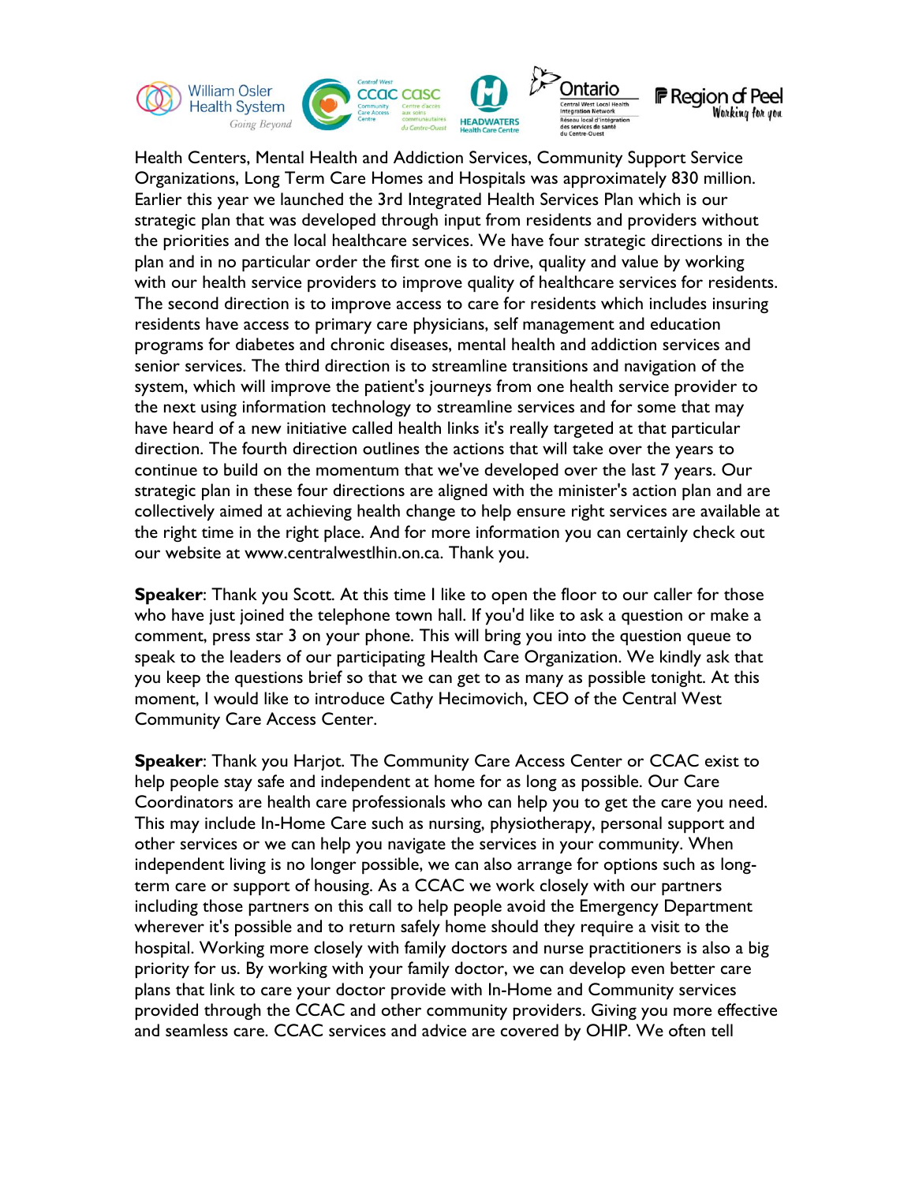Health Centers, Mental Health and Addiction Services, Community Support Service Organizations, Long Term Care Homes and Hospitals was approximately 830 million. Earlier this year we launched the 3rd Integrated Health Services Plan which is our strategic plan that was developed through input from residents and providers without the priorities and the local healthcare services. We have four strategic directions in the plan and in no particular order the first one is to drive, quality and value by working with our health service providers to improve quality of healthcare services for residents. The second direction is to improve access to care for residents which includes insuring residents have access to primary care physicians, self management and education programs for diabetes and chronic diseases, mental health and addiction services and senior services. The third direction is to streamline transitions and navigation of the system, which will improve the patient's journeys from one health service provider to the next using information technology to streamline services and for some that may have heard of a new initiative called health links it's really targeted at that particular direction. The fourth direction outlines the actions that will take over the years to continue to build on the momentum that we've developed over the last 7 years. Our strategic plan in these four directions are aligned with the minister's action plan and are collectively aimed at achieving health change to help ensure right services are available at the right time in the right place. And for more information you can certainly check out our website at www.centralwestlhin.on.ca. Thank you.

**Speaker**: Thank you Scott. At this time I like to open the floor to our caller for those who have just joined the telephone town hall. If you'd like to ask a question or make a comment, press star 3 on your phone. This will bring you into the question queue to speak to the leaders of our participating Health Care Organization. We kindly ask that you keep the questions brief so that we can get to as many as possible tonight. At this moment, I would like to introduce Cathy Hecimovich, CEO of the Central West Community Care Access Center.

**Speaker**: Thank you Harjot. The Community Care Access Center or CCAC exist to help people stay safe and independent at home for as long as possible. Our Care Coordinators are health care professionals who can help you to get the care you need. This may include In-Home Care such as nursing, physiotherapy, personal support and other services or we can help you navigate the services in your community. When independent living is no longer possible, we can also arrange for options such as long-term care or support of housing. As a CCAC we work closely with our partners including those partners on this call to help people avoid the Emergency Department wherever it's possible and to return safely home should they require a visit to the hospital. Working more closely with family doctors and nurse practitioners is also a big priority for us. By working with your family doctor, we can develop even better care plans that link to care your doctor provide with In-Home and Community services provided through the CCAC and other community providers. Giving you more effective and seamless care. CCAC services and advice are covered by OHIP. We often tell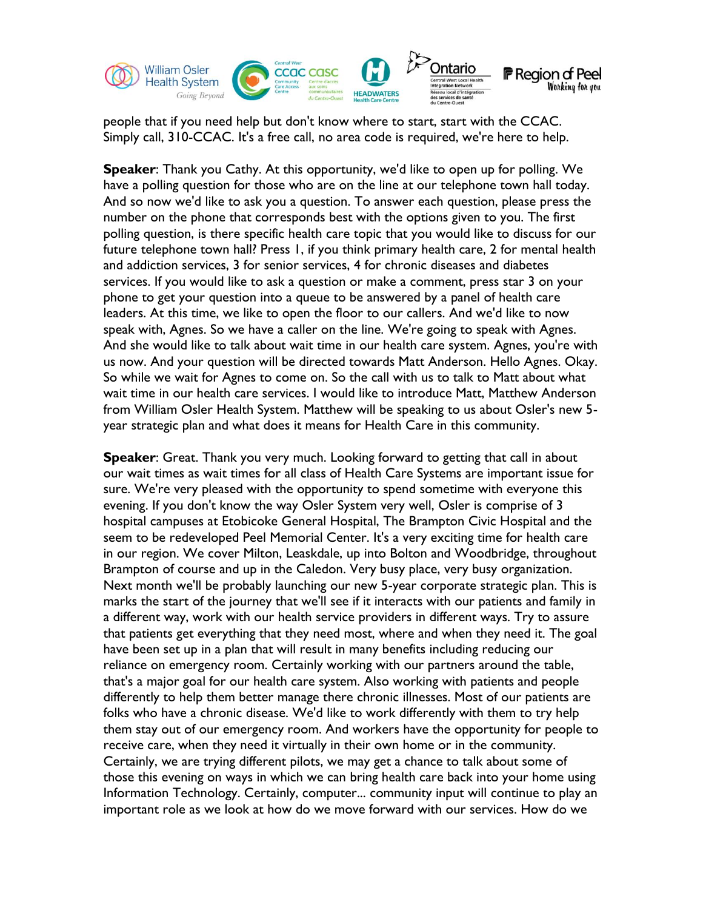people that if you need help but don't know where to start, start with the CCAC. Simply call, 310-CCAC. It's a free call, no area code is required, we're here to help.

**Speaker**: Thank you Cathy. At this opportunity, we'd like to open up for polling. We have a polling question for those who are on the line at our telephone town hall today. And so now we'd like to ask you a question. To answer each question, please press the number on the phone that corresponds best with the options given to you. The first polling question, is there specific health care topic that you would like to discuss for our future telephone town hall? Press 1, if you think primary health care, 2 for mental health and addiction services, 3 for senior services, 4 for chronic diseases and diabetes services. If you would like to ask a question or make a comment, press star 3 on your phone to get your question into a queue to be answered by a panel of health care leaders. At this time, we like to open the floor to our callers. And we'd like to now speak with, Agnes. So we have a caller on the line. We're going to speak with Agnes. And she would like to talk about wait time in our health care system. Agnes, you're with us now. And your question will be directed towards Matt Anderson. Hello Agnes. Okay. So while we wait for Agnes to come on. So the call with us to talk to Matt about what wait time in our health care services. I would like to introduce Matt, Matthew Anderson from William Osler Health System. Matthew will be speaking to us about Osler's new 5-year strategic plan and what does it means for Health Care in this community.

**Speaker**: Great. Thank you very much. Looking forward to getting that call in about our wait times as wait times for all class of Health Care Systems are important issue for sure. We're very pleased with the opportunity to spend sometime with everyone this evening. If you don't know the way Osler System very well, Osler is comprise of 3 hospital campuses at Etobicoke General Hospital, The Brampton Civic Hospital and the seem to be redeveloped Peel Memorial Center. It's a very exciting time for health care in our region. We cover Milton, Leaskdale, up into Bolton and Woodbridge, throughout Brampton of course and up in the Caledon. Very busy place, very busy organization. Next month we'll be probably launching our new 5-year corporate strategic plan. This is marks the start of the journey that we'll see if it interacts with our patients and family in a different way, work with our health service providers in different ways. Try to assure that patients get everything that they need most, where and when they need it. The goal have been set up in a plan that will result in many benefits including reducing our reliance on emergency room. Certainly working with our partners around the table, that's a major goal for our health care system. Also working with patients and people differently to help them better manage there chronic illnesses. Most of our patients are folks who have a chronic disease. We'd like to work differently with them to try help them stay out of our emergency room. And workers have the opportunity for people to receive care, when they need it virtually in their own home or in the community. Certainly, we are trying different pilots, we may get a chance to talk about some of those this evening on ways in which we can bring health care back into your home using Information Technology. Certainly, computer... community input will continue to play an important role as we look at how do we move forward with our services. How do we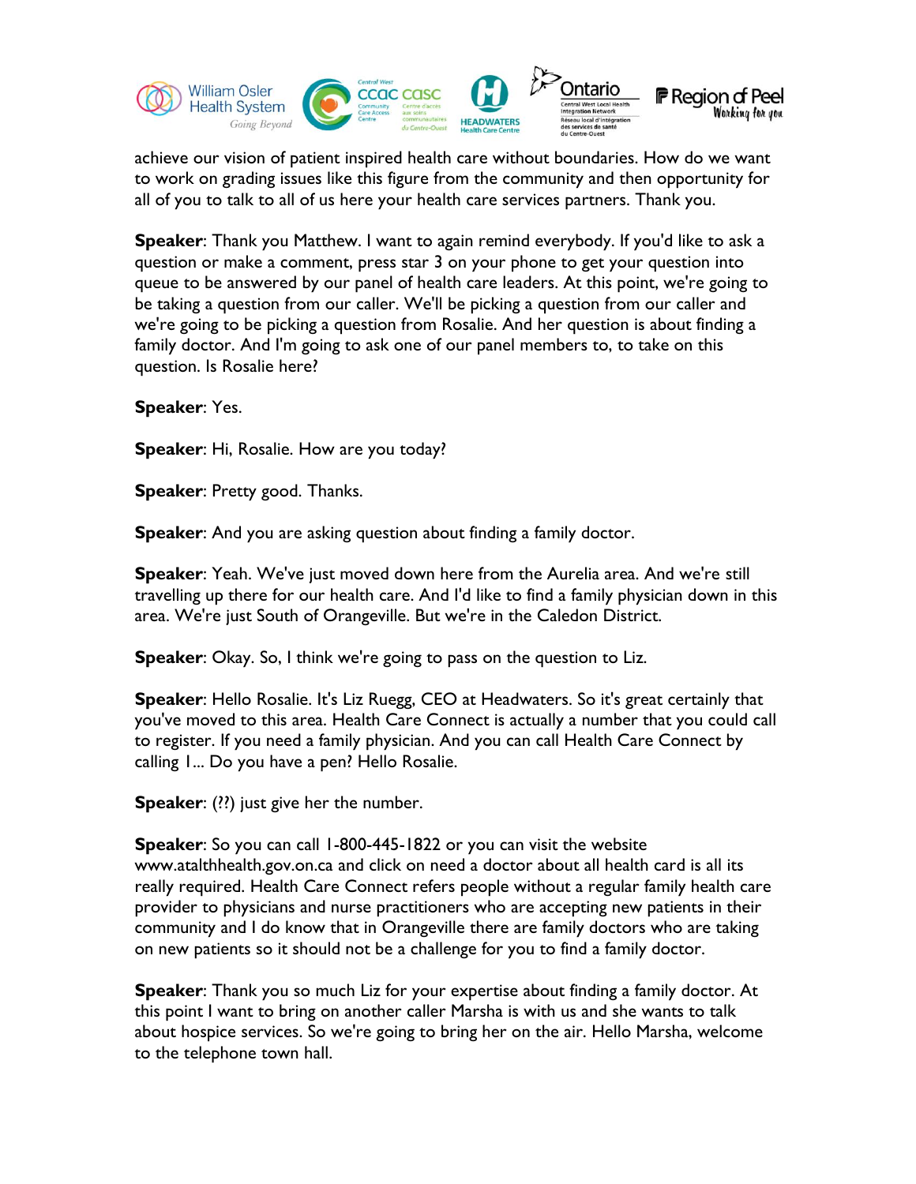achieve our vision of patient inspired health care without boundaries. How do we want to work on grading issues like this figure from the community and then opportunity for all of you to talk to all of us here your health care services partners. Thank you.

**Speaker**: Thank you Matthew. I want to again remind everybody. If you'd like to ask a question or make a comment, press star 3 on your phone to get your question into queue to be answered by our panel of health care leaders. At this point, we're going to be taking a question from our caller. We'll be picking a question from our caller and we're going to be picking a question from Rosalie. And her question is about finding a family doctor. And I'm going to ask one of our panel members to, to take on this question. Is Rosalie here?

**Speaker**: Yes.

**Speaker**: Hi, Rosalie. How are you today?

**Speaker**: Pretty good. Thanks.

**Speaker**: And you are asking question about finding a family doctor.

**Speaker**: Yeah. We've just moved down here from the Aurelia area. And we're still travelling up there for our health care. And I'd like to find a family physician down in this area. We're just South of Orangeville. But we're in the Caledon District.

**Speaker**: Okay. So, I think we're going to pass on the question to Liz.

**Speaker**: Hello Rosalie. It's Liz Ruegg, CEO at Headwaters. So it's great certainly that you've moved to this area. Health Care Connect is actually a number that you could call to register. If you need a family physician. And you can call Health Care Connect by calling 1... Do you have a pen? Hello Rosalie.

**Speaker**: (??) just give her the number.

**Speaker**: So you can call 1-800-445-1822 or you can visit the website www.atalthhealth.gov.on.ca and click on need a doctor about all health card is all its really required. Health Care Connect refers people without a regular family health care provider to physicians and nurse practitioners who are accepting new patients in their community and I do know that in Orangeville there are family doctors who are taking on new patients so it should not be a challenge for you to find a family doctor.

**Speaker**: Thank you so much Liz for your expertise about finding a family doctor. At this point I want to bring on another caller Marsha is with us and she wants to talk about hospice services. So we're going to bring her on the air. Hello Marsha, welcome to the telephone town hall.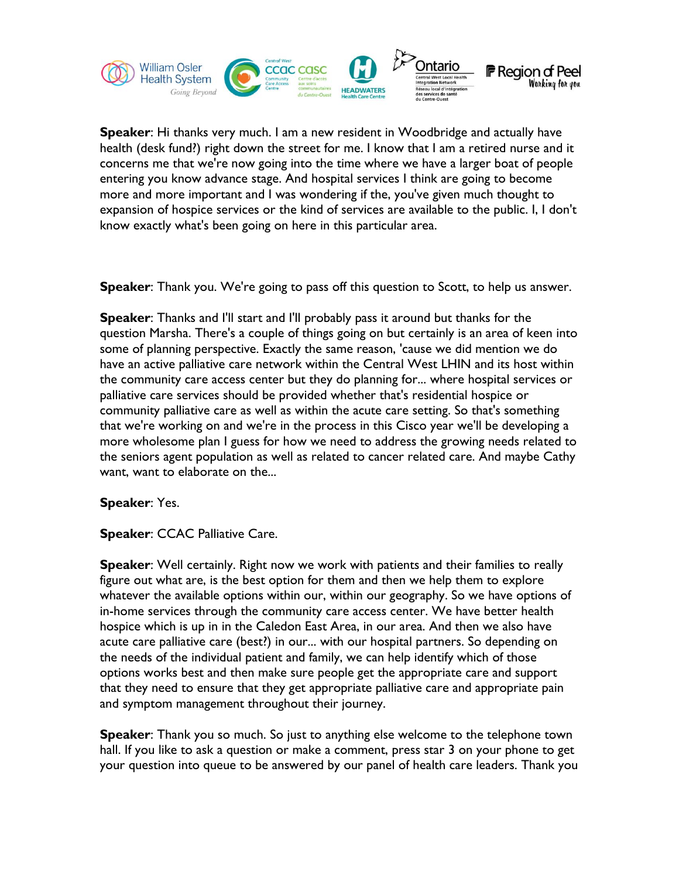**Speaker**: Hi thanks very much. I am a new resident in Woodbridge and actually have health (desk fund?) right down the street for me. I know that I am a retired nurse and it concerns me that we're now going into the time where we have a larger boat of people entering you know advance stage. And hospital services I think are going to become more and more important and I was wondering if the, you've given much thought to expansion of hospice services or the kind of services are available to the public. I, I don't know exactly what's been going on here in this particular area.

**Speaker**: Thank you. We're going to pass off this question to Scott, to help us answer.

**Speaker**: Thanks and I'll start and I'll probably pass it around but thanks for the question Marsha. There's a couple of things going on but certainly is an area of keen into some of planning perspective. Exactly the same reason, 'cause we did mention we do have an active palliative care network within the Central West LHIN and its host within the community care access center but they do planning for... where hospital services or palliative care services should be provided whether that's residential hospice or community palliative care as well as within the acute care setting. So that's something that we're working on and we're in the process in this Cisco year we'll be developing a more wholesome plan I guess for how we need to address the growing needs related to the seniors agent population as well as related to cancer related care. And maybe Cathy want, want to elaborate on the...

**Speaker**: Yes.

**Speaker**: CCAC Palliative Care.

**Speaker**: Well certainly. Right now we work with patients and their families to really figure out what are, is the best option for them and then we help them to explore whatever the available options within our, within our geography. So we have options of in-home services through the community care access center. We have better health hospice which is up in in the Caledon East Area, in our area. And then we also have acute care palliative care (best?) in our... with our hospital partners. So depending on the needs of the individual patient and family, we can help identify which of those options works best and then make sure people get the appropriate care and support that they need to ensure that they get appropriate palliative care and appropriate pain and symptom management throughout their journey.

**Speaker**: Thank you so much. So just to anything else welcome to the telephone town hall. If you like to ask a question or make a comment, press star 3 on your phone to get your question into queue to be answered by our panel of health care leaders. Thank you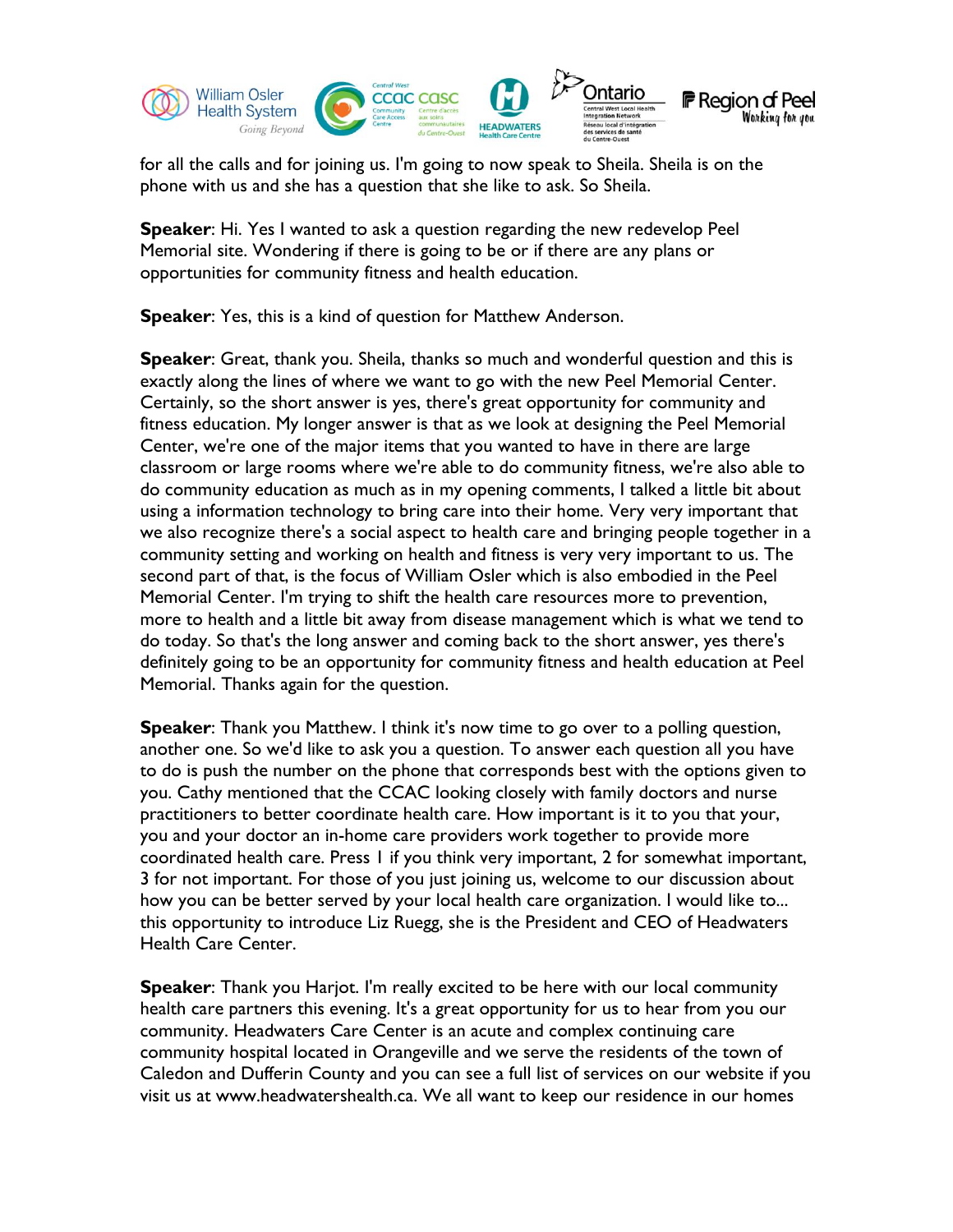for all the calls and for joining us. I'm going to now speak to Sheila. Sheila is on the phone with us and she has a question that she like to ask. So Sheila.

**Speaker**: Hi. Yes I wanted to ask a question regarding the new redevelop Peel Memorial site. Wondering if there is going to be or if there are any plans or opportunities for community fitness and health education.

**Speaker**: Yes, this is a kind of question for Matthew Anderson.

**Speaker**: Great, thank you. Sheila, thanks so much and wonderful question and this is exactly along the lines of where we want to go with the new Peel Memorial Center. Certainly, so the short answer is yes, there's great opportunity for community and fitness education. My longer answer is that as we look at designing the Peel Memorial Center, we're one of the major items that you wanted to have in there are large classroom or large rooms where we're able to do community fitness, we're also able to do community education as much as in my opening comments, I talked a little bit about using a information technology to bring care into their home. Very very important that we also recognize there's a social aspect to health care and bringing people together in a community setting and working on health and fitness is very very important to us. The second part of that, is the focus of William Osler which is also embodied in the Peel Memorial Center. I'm trying to shift the health care resources more to prevention, more to health and a little bit away from disease management which is what we tend to do today. So that's the long answer and coming back to the short answer, yes there's definitely going to be an opportunity for community fitness and health education at Peel Memorial. Thanks again for the question.

**Speaker**: Thank you Matthew. I think it's now time to go over to a polling question, another one. So we'd like to ask you a question. To answer each question all you have to do is push the number on the phone that corresponds best with the options given to you. Cathy mentioned that the CCAC looking closely with family doctors and nurse practitioners to better coordinate health care. How important is it to you that your, you and your doctor an in-home care providers work together to provide more coordinated health care. Press 1 if you think very important, 2 for somewhat important, 3 for not important. For those of you just joining us, welcome to our discussion about how you can be better served by your local health care organization. I would like to... this opportunity to introduce Liz Ruegg, she is the President and CEO of Headwaters Health Care Center.

**Speaker**: Thank you Harjot. I'm really excited to be here with our local community health care partners this evening. It's a great opportunity for us to hear from you our community. Headwaters Care Center is an acute and complex continuing care community hospital located in Orangeville and we serve the residents of the town of Caledon and Dufferin County and you can see a full list of services on our website if you visit us at www.headwatershealth.ca. We all want to keep our residence in our homes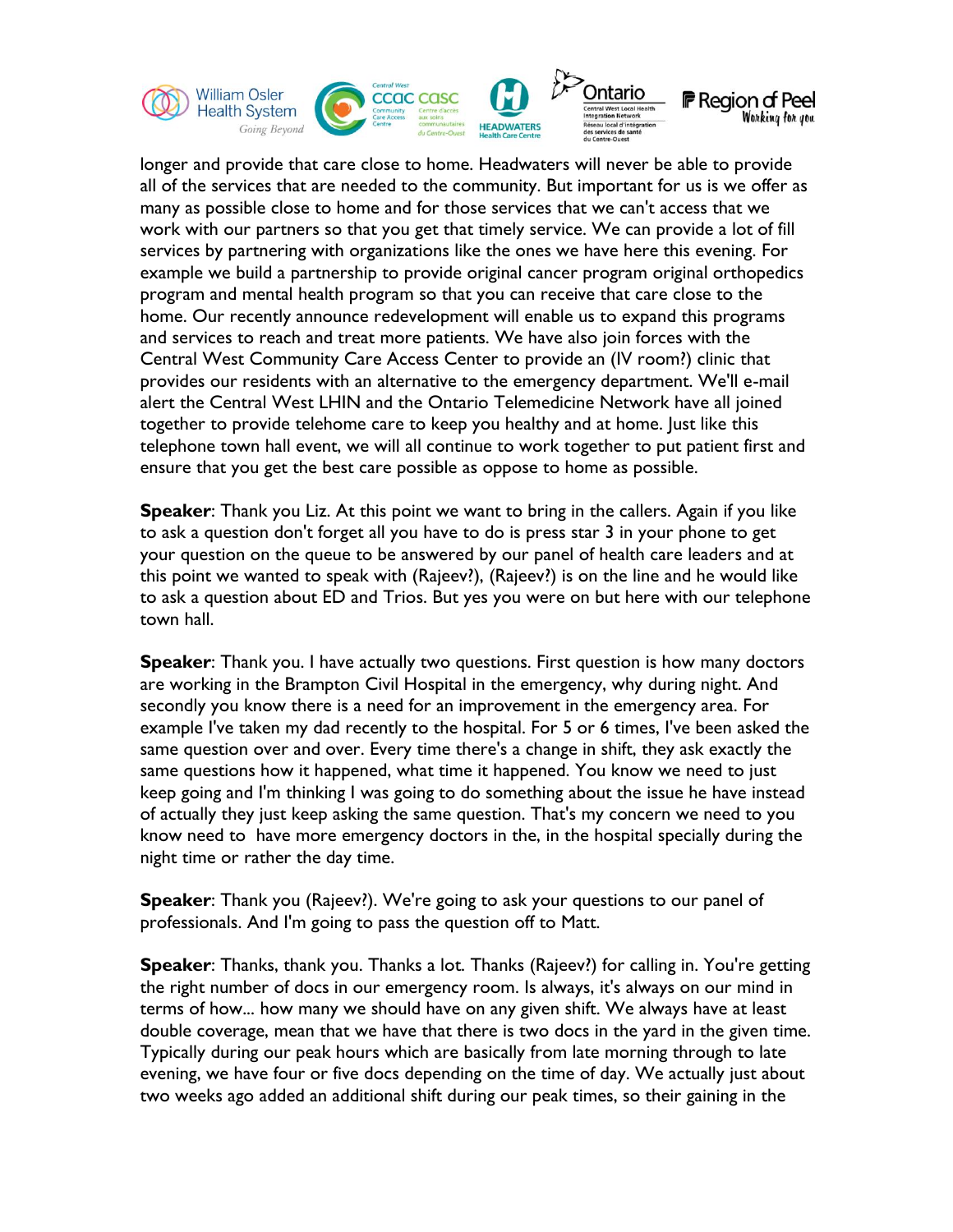longer and provide that care close to home. Headwaters will never be able to provide all of the services that are needed to the community. But important for us is we offer as many as possible close to home and for those services that we can't access that we work with our partners so that you get that timely service. We can provide a lot of fill services by partnering with organizations like the ones we have here this evening. For example we build a partnership to provide original cancer program original orthopedics program and mental health program so that you can receive that care close to the home. Our recently announce redevelopment will enable us to expand this programs and services to reach and treat more patients. We have also join forces with the Central West Community Care Access Center to provide an (IV room?) clinic that provides our residents with an alternative to the emergency department. We'll e-mail alert the Central West LHIN and the Ontario Telemedicine Network have all joined together to provide telehome care to keep you healthy and at home. Just like this telephone town hall event, we will all continue to work together to put patient first and ensure that you get the best care possible as oppose to home as possible.

**Speaker**: Thank you Liz. At this point we want to bring in the callers. Again if you like to ask a question don't forget all you have to do is press star 3 in your phone to get your question on the queue to be answered by our panel of health care leaders and at this point we wanted to speak with (Rajeev?), (Rajeev?) is on the line and he would like to ask a question about ED and Trios. But yes you were on but here with our telephone town hall.

**Speaker**: Thank you. I have actually two questions. First question is how many doctors are working in the Brampton Civil Hospital in the emergency, why during night. And secondly you know there is a need for an improvement in the emergency area. For example I've taken my dad recently to the hospital. For 5 or 6 times, I've been asked the same question over and over. Every time there's a change in shift, they ask exactly the same questions how it happened, what time it happened. You know we need to just keep going and I'm thinking I was going to do something about the issue he have instead of actually they just keep asking the same question. That's my concern we need to you know need to have more emergency doctors in the, in the hospital specially during the night time or rather the day time.

**Speaker**: Thank you (Rajeev?). We're going to ask your questions to our panel of professionals. And I'm going to pass the question off to Matt.

**Speaker**: Thanks, thank you. Thanks a lot. Thanks (Rajeev?) for calling in. You're getting the right number of docs in our emergency room. Is always, it's always on our mind in terms of how... how many we should have on any given shift. We always have at least double coverage, mean that we have that there is two docs in the yard in the given time. Typically during our peak hours which are basically from late morning through to late evening, we have four or five docs depending on the time of day. We actually just about two weeks ago added an additional shift during our peak times, so their gaining in the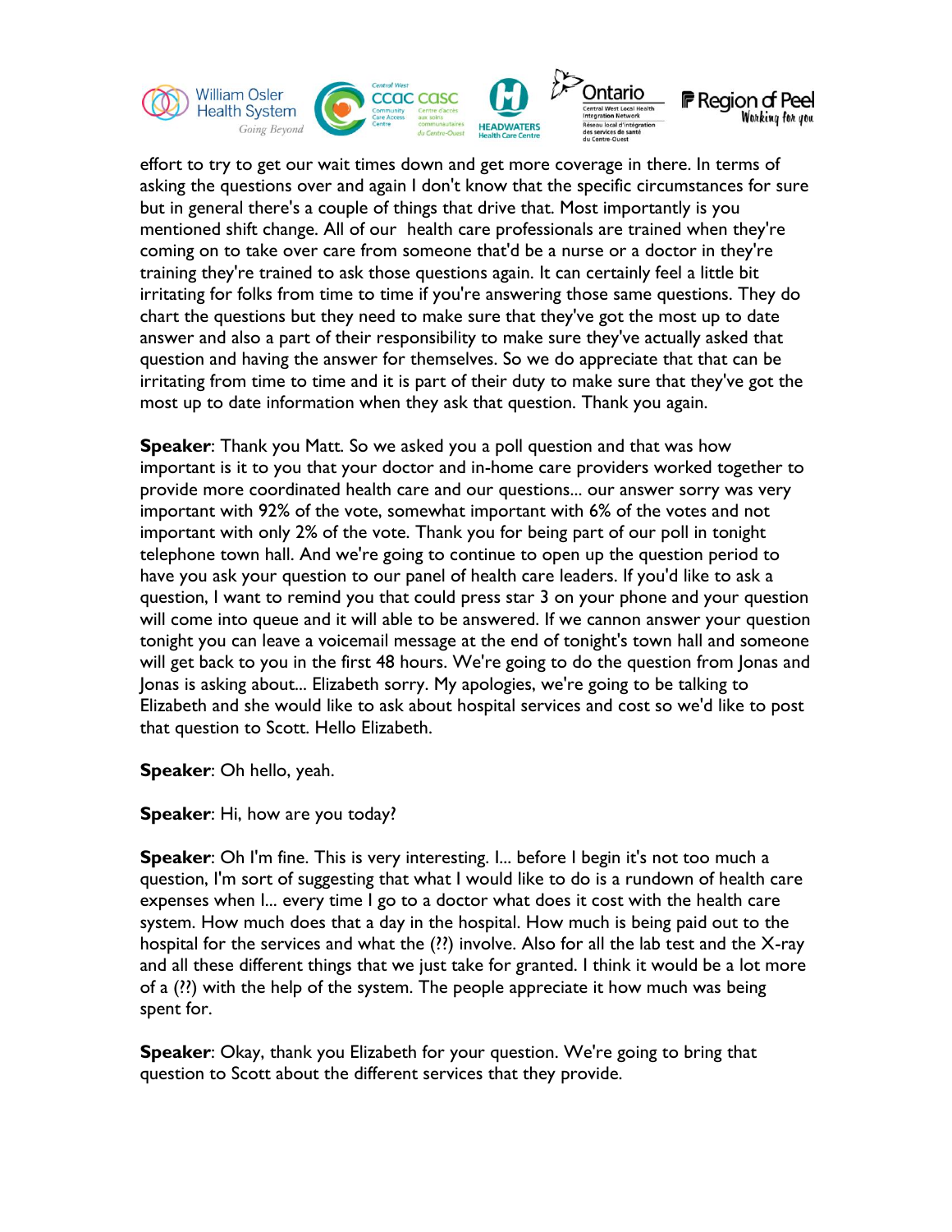effort to try to get our wait times down and get more coverage in there. In terms of asking the questions over and again I don't know that the specific circumstances for sure but in general there's a couple of things that drive that. Most importantly is you mentioned shift change. All of our health care professionals are trained when they're coming on to take over care from someone that'd be a nurse or a doctor in they're training they're trained to ask those questions again. It can certainly feel a little bit irritating for folks from time to time if you're answering those same questions. They do chart the questions but they need to make sure that they've got the most up to date answer and also a part of their responsibility to make sure they've actually asked that question and having the answer for themselves. So we do appreciate that that can be irritating from time to time and it is part of their duty to make sure that they've got the most up to date information when they ask that question. Thank you again.

**Speaker**: Thank you Matt. So we asked you a poll question and that was how important is it to you that your doctor and in-home care providers worked together to provide more coordinated health care and our questions... our answer sorry was very important with 92% of the vote, somewhat important with 6% of the votes and not important with only 2% of the vote. Thank you for being part of our poll in tonight telephone town hall. And we're going to continue to open up the question period to have you ask your question to our panel of health care leaders. If you'd like to ask a question, I want to remind you that could press star 3 on your phone and your question will come into queue and it will able to be answered. If we cannon answer your question tonight you can leave a voicemail message at the end of tonight's town hall and someone will get back to you in the first 48 hours. We're going to do the question from Jonas and Jonas is asking about... Elizabeth sorry. My apologies, we're going to be talking to Elizabeth and she would like to ask about hospital services and cost so we'd like to post that question to Scott. Hello Elizabeth.

**Speaker**: Oh hello, yeah.

**Speaker**: Hi, how are you today?

**Speaker**: Oh I'm fine. This is very interesting. I... before I begin it's not too much a question, I'm sort of suggesting that what I would like to do is a rundown of health care expenses when I... every time I go to a doctor what does it cost with the health care system. How much does that a day in the hospital. How much is being paid out to the hospital for the services and what the (??) involve. Also for all the lab test and the X-ray and all these different things that we just take for granted. I think it would be a lot more of a (??) with the help of the system. The people appreciate it how much was being spent for.

**Speaker**: Okay, thank you Elizabeth for your question. We're going to bring that question to Scott about the different services that they provide.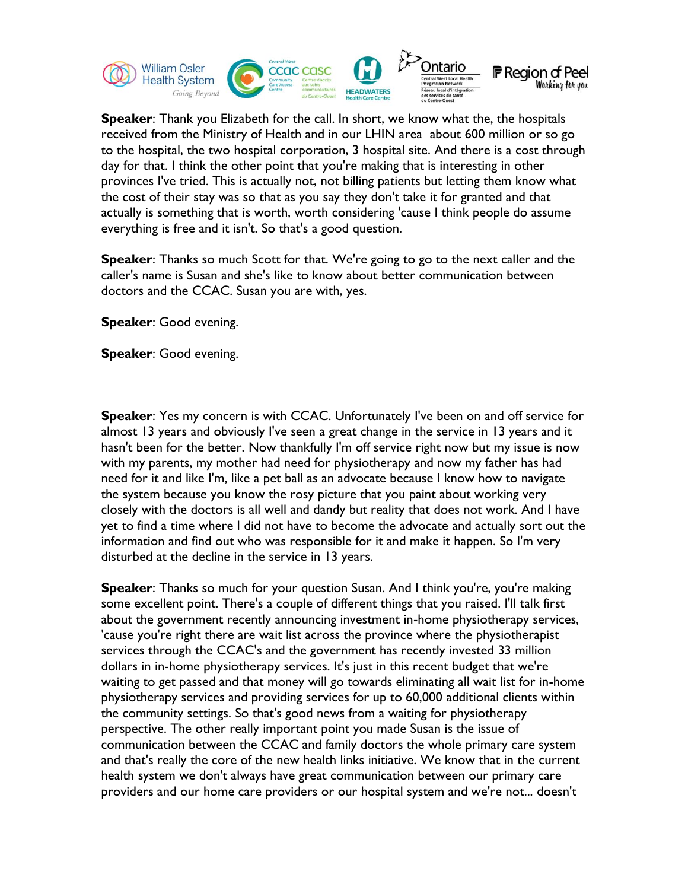**Speaker**: Thank you Elizabeth for the call. In short, we know what the, the hospitals received from the Ministry of Health and in our LHIN area about 600 million or so go to the hospital, the two hospital corporation, 3 hospital site. And there is a cost through day for that. I think the other point that you're making that is interesting in other provinces I've tried. This is actually not, not billing patients but letting them know what the cost of their stay was so that as you say they don't take it for granted and that actually is something that is worth, worth considering 'cause I think people do assume everything is free and it isn't. So that's a good question.

**Speaker**: Thanks so much Scott for that. We're going to go to the next caller and the caller's name is Susan and she's like to know about better communication between doctors and the CCAC. Susan you are with, yes.

**Speaker**: Good evening.

**Speaker**: Good evening.

**Speaker**: Yes my concern is with CCAC. Unfortunately I've been on and off service for almost 13 years and obviously I've seen a great change in the service in 13 years and it hasn't been for the better. Now thankfully I'm off service right now but my issue is now with my parents, my mother had need for physiotherapy and now my father has had need for it and like I'm, like a pet ball as an advocate because I know how to navigate the system because you know the rosy picture that you paint about working very closely with the doctors is all well and dandy but reality that does not work. And I have yet to find a time where I did not have to become the advocate and actually sort out the information and find out who was responsible for it and make it happen. So I'm very disturbed at the decline in the service in 13 years.

**Speaker**: Thanks so much for your question Susan. And I think you're, you're making some excellent point. There's a couple of different things that you raised. I'll talk first about the government recently announcing investment in-home physiotherapy services, 'cause you're right there are wait list across the province where the physiotherapist services through the CCAC's and the government has recently invested 33 million dollars in in-home physiotherapy services. It's just in this recent budget that we're waiting to get passed and that money will go towards eliminating all wait list for in-home physiotherapy services and providing services for up to 60,000 additional clients within the community settings. So that's good news from a waiting for physiotherapy perspective. The other really important point you made Susan is the issue of communication between the CCAC and family doctors the whole primary care system and that's really the core of the new health links initiative. We know that in the current health system we don't always have great communication between our primary care providers and our home care providers or our hospital system and we're not... doesn't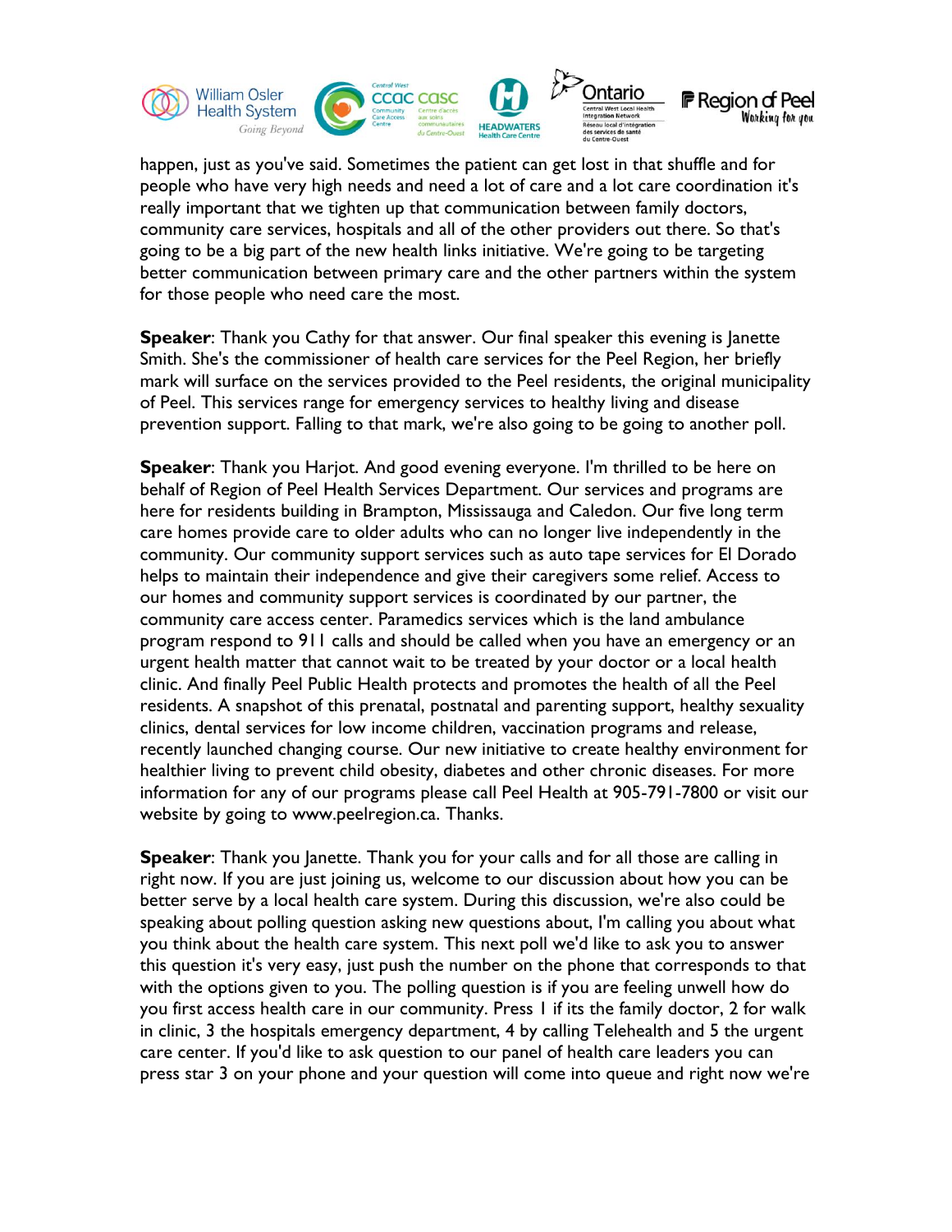happen, just as you've said. Sometimes the patient can get lost in that shuffle and for people who have very high needs and need a lot of care and a lot care coordination it's really important that we tighten up that communication between family doctors, community care services, hospitals and all of the other providers out there. So that's going to be a big part of the new health links initiative. We're going to be targeting better communication between primary care and the other partners within the system for those people who need care the most.

**Speaker**: Thank you Cathy for that answer. Our final speaker this evening is Janette Smith. She's the commissioner of health care services for the Peel Region, her briefly mark will surface on the services provided to the Peel residents, the original municipality of Peel. This services range for emergency services to healthy living and disease prevention support. Falling to that mark, we're also going to be going to another poll.

**Speaker**: Thank you Harjot. And good evening everyone. I'm thrilled to be here on behalf of Region of Peel Health Services Department. Our services and programs are here for residents building in Brampton, Mississauga and Caledon. Our five long term care homes provide care to older adults who can no longer live independently in the community. Our community support services such as auto tape services for El Dorado helps to maintain their independence and give their caregivers some relief. Access to our homes and community support services is coordinated by our partner, the community care access center. Paramedics services which is the land ambulance program respond to 911 calls and should be called when you have an emergency or an urgent health matter that cannot wait to be treated by your doctor or a local health clinic. And finally Peel Public Health protects and promotes the health of all the Peel residents. A snapshot of this prenatal, postnatal and parenting support, healthy sexuality clinics, dental services for low income children, vaccination programs and release, recently launched changing course. Our new initiative to create healthy environment for healthier living to prevent child obesity, diabetes and other chronic diseases. For more information for any of our programs please call Peel Health at 905-791-7800 or visit our website by going to www.peelregion.ca. Thanks.

**Speaker**: Thank you Janette. Thank you for your calls and for all those are calling in right now. If you are just joining us, welcome to our discussion about how you can be better serve by a local health care system. During this discussion, we're also could be speaking about polling question asking new questions about, I'm calling you about what you think about the health care system. This next poll we'd like to ask you to answer this question it's very easy, just push the number on the phone that corresponds to that with the options given to you. The polling question is if you are feeling unwell how do you first access health care in our community. Press 1 if its the family doctor, 2 for walk in clinic, 3 the hospitals emergency department, 4 by calling Telehealth and 5 the urgent care center. If you'd like to ask question to our panel of health care leaders you can press star 3 on your phone and your question will come into queue and right now we're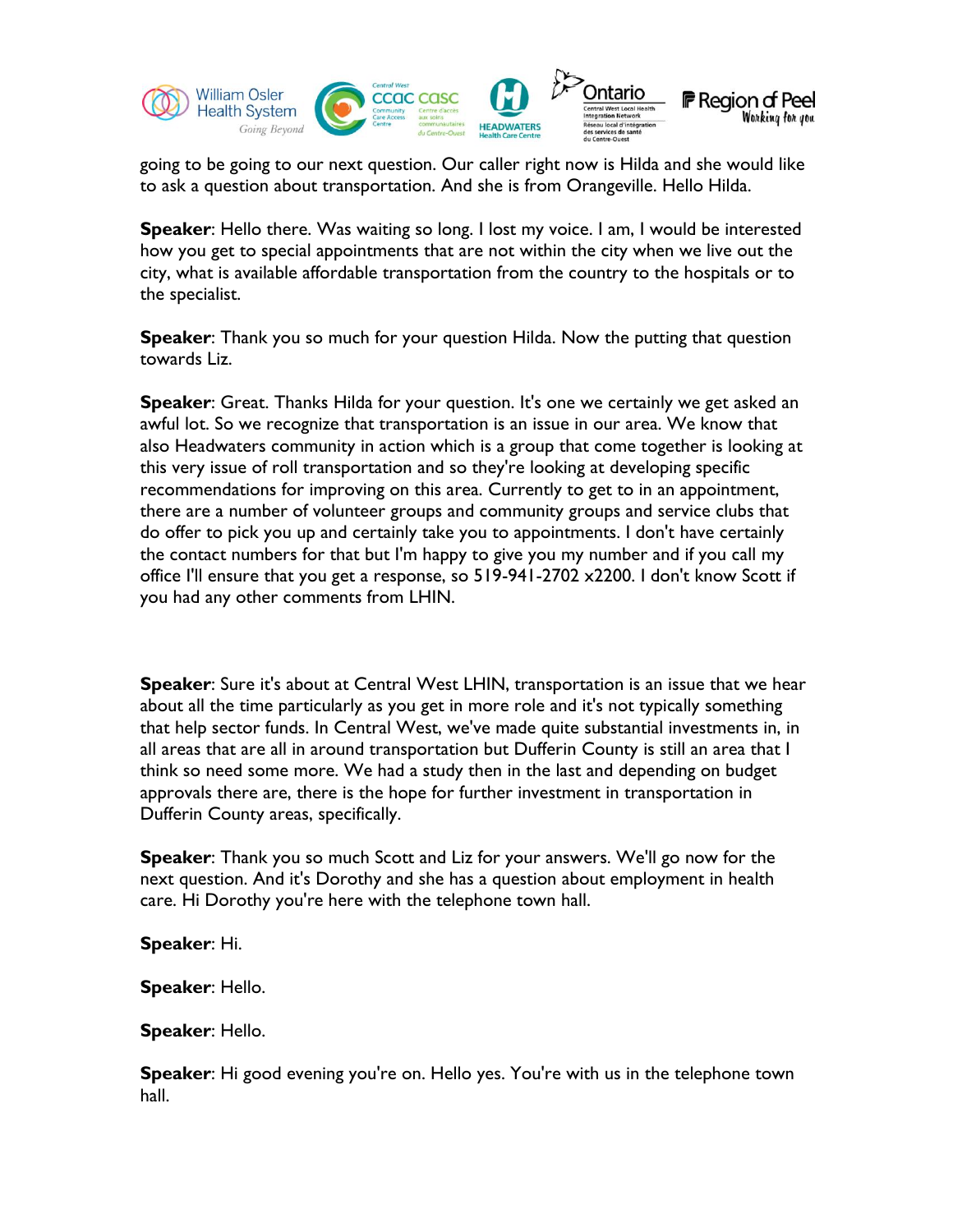going to be going to our next question. Our caller right now is Hilda and she would like to ask a question about transportation. And she is from Orangeville. Hello Hilda.

**Speaker**: Hello there. Was waiting so long. I lost my voice. I am, I would be interested how you get to special appointments that are not within the city when we live out the city, what is available affordable transportation from the country to the hospitals or to the specialist.

**Speaker**: Thank you so much for your question Hilda. Now the putting that question towards Liz.

**Speaker**: Great. Thanks Hilda for your question. It's one we certainly we get asked an awful lot. So we recognize that transportation is an issue in our area. We know that also Headwaters community in action which is a group that come together is looking at this very issue of roll transportation and so they're looking at developing specific recommendations for improving on this area. Currently to get to in an appointment, there are a number of volunteer groups and community groups and service clubs that do offer to pick you up and certainly take you to appointments. I don't have certainly the contact numbers for that but I'm happy to give you my number and if you call my office I'll ensure that you get a response, so 519-941-2702 x2200. I don't know Scott if you had any other comments from LHIN.

**Speaker**: Sure it's about at Central West LHIN, transportation is an issue that we hear about all the time particularly as you get in more role and it's not typically something that help sector funds. In Central West, we've made quite substantial investments in, in all areas that are all in around transportation but Dufferin County is still an area that I think so need some more. We had a study then in the last and depending on budget approvals there are, there is the hope for further investment in transportation in Dufferin County areas, specifically.

**Speaker**: Thank you so much Scott and Liz for your answers. We'll go now for the next question. And it's Dorothy and she has a question about employment in health care. Hi Dorothy you're here with the telephone town hall.

**Speaker**: Hi.

**Speaker**: Hello.

**Speaker**: Hello.

**Speaker**: Hi good evening you're on. Hello yes. You're with us in the telephone town hall.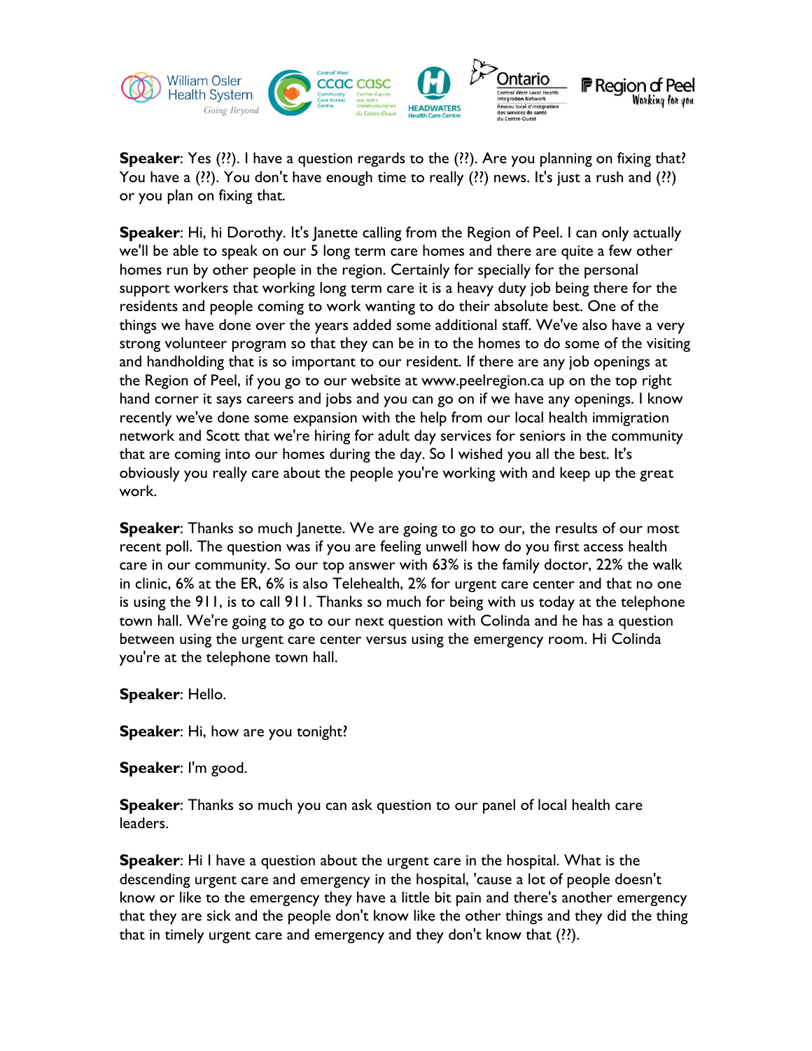**Speaker**: Yes (??). I have a question regards to the (??). Are you planning on fixing that? You have a (??). You don't have enough time to really (??) news. It's just a rush and (??) or you plan on fixing that.

**Speaker**: Hi, hi Dorothy. It's Janette calling from the Region of Peel. I can only actually we'll be able to speak on our 5 long term care homes and there are quite a few other homes run by other people in the region. Certainly for specially for the personal support workers that working long term care it is a heavy duty job being there for the residents and people coming to work wanting to do their absolute best. One of the things we have done over the years added some additional staff. We've also have a very strong volunteer program so that they can be in to the homes to do some of the visiting and handholding that is so important to our resident. If there are any job openings at the Region of Peel, if you go to our website at www.peelregion.ca up on the top right hand corner it says careers and jobs and you can go on if we have any openings. I know recently we've done some expansion with the help from our local health immigration network and Scott that we're hiring for adult day services for seniors in the community that are coming into our homes during the day. So I wished you all the best. It's obviously you really care about the people you're working with and keep up the great work.

**Speaker**: Thanks so much Janette. We are going to go to our, the results of our most recent poll. The question was if you are feeling unwell how do you first access health care in our community. So our top answer with 63% is the family doctor, 22% the walk in clinic, 6% at the ER, 6% is also Telehealth, 2% for urgent care center and that no one is using the 911, is to call 911. Thanks so much for being with us today at the telephone town hall. We're going to go to our next question with Colinda and he has a question between using the urgent care center versus using the emergency room. Hi Colinda you're at the telephone town hall.

**Speaker**: Hello.

**Speaker**: Hi, how are you tonight?

**Speaker**: I'm good.

**Speaker**: Thanks so much you can ask question to our panel of local health care leaders.

**Speaker**: Hi I have a question about the urgent care in the hospital. What is the descending urgent care and emergency in the hospital, 'cause a lot of people doesn't know or like to the emergency they have a little bit pain and there's another emergency that they are sick and the people don't know like the other things and they did the thing that in timely urgent care and emergency and they don't know that (??).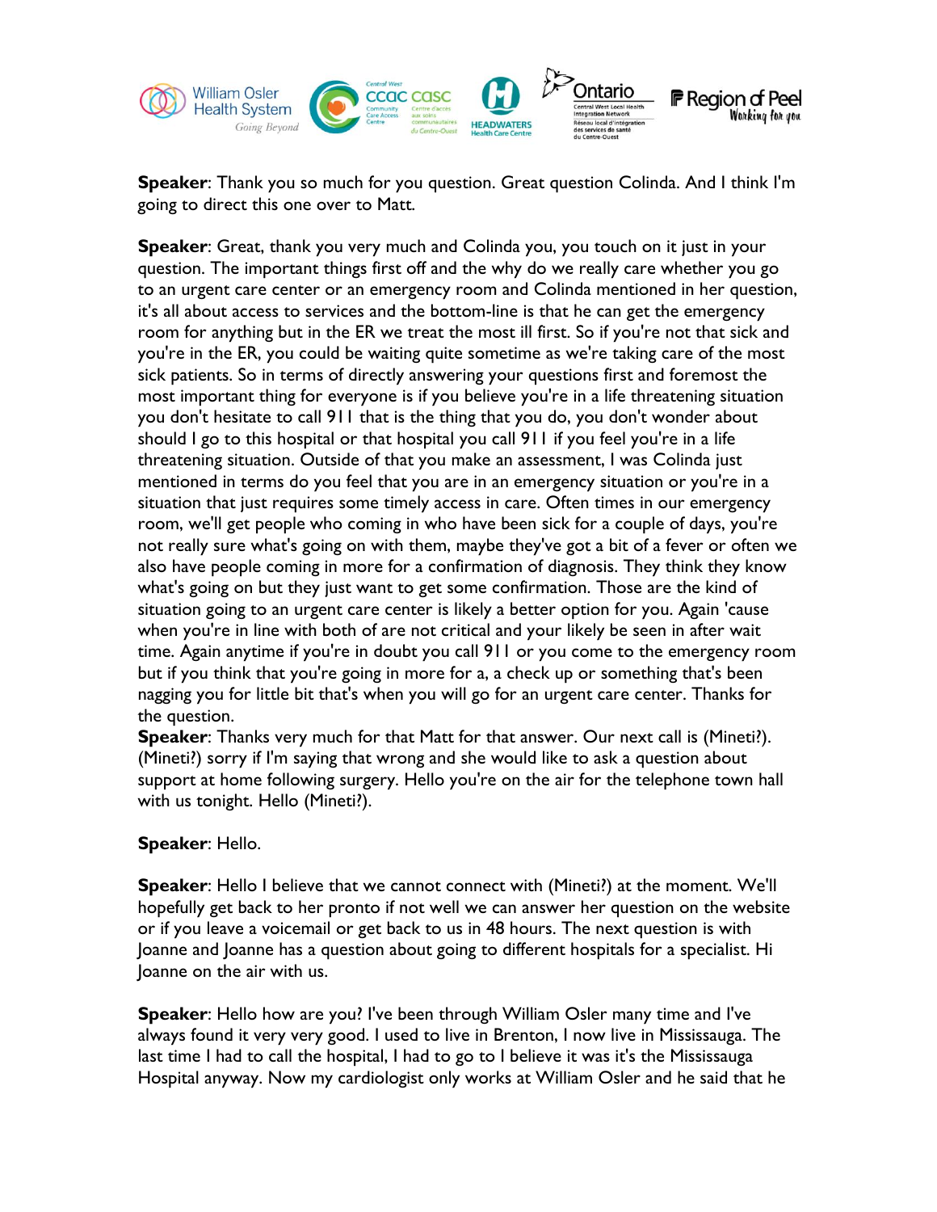**Speaker**: Thank you so much for you question. Great question Colinda. And I think I'm going to direct this one over to Matt.

**Speaker**: Great, thank you very much and Colinda you, you touch on it just in your question. The important things first off and the why do we really care whether you go to an urgent care center or an emergency room and Colinda mentioned in her question, it's all about access to services and the bottom-line is that he can get the emergency room for anything but in the ER we treat the most ill first. So if you're not that sick and you're in the ER, you could be waiting quite sometime as we're taking care of the most sick patients. So in terms of directly answering your questions first and foremost the most important thing for everyone is if you believe you're in a life threatening situation you don't hesitate to call 911 that is the thing that you do, you don't wonder about should I go to this hospital or that hospital you call 911 if you feel you're in a life threatening situation. Outside of that you make an assessment, I was Colinda just mentioned in terms do you feel that you are in an emergency situation or you're in a situation that just requires some timely access in care. Often times in our emergency room, we'll get people who coming in who have been sick for a couple of days, you're not really sure what's going on with them, maybe they've got a bit of a fever or often we also have people coming in more for a confirmation of diagnosis. They think they know what's going on but they just want to get some confirmation. Those are the kind of situation going to an urgent care center is likely a better option for you. Again 'cause when you're in line with both of are not critical and your likely be seen in after wait time. Again anytime if you're in doubt you call 911 or you come to the emergency room but if you think that you're going in more for a, a check up or something that's been nagging you for little bit that's when you will go for an urgent care center. Thanks for the question.

**Speaker**: Thanks very much for that Matt for that answer. Our next call is (Mineti?). (Mineti?) sorry if I'm saying that wrong and she would like to ask a question about support at home following surgery. Hello you're on the air for the telephone town hall with us tonight. Hello (Mineti?).

**Speaker**: Hello.

**Speaker**: Hello I believe that we cannot connect with (Mineti?) at the moment. We'll hopefully get back to her pronto if not well we can answer her question on the website or if you leave a voicemail or get back to us in 48 hours. The next question is with Joanne and Joanne has a question about going to different hospitals for a specialist. Hi Joanne on the air with us.

**Speaker**: Hello how are you? I've been through William Osler many time and I've always found it very very good. I used to live in Brenton, I now live in Mississauga. The last time I had to call the hospital, I had to go to I believe it was it's the Mississauga Hospital anyway. Now my cardiologist only works at William Osler and he said that he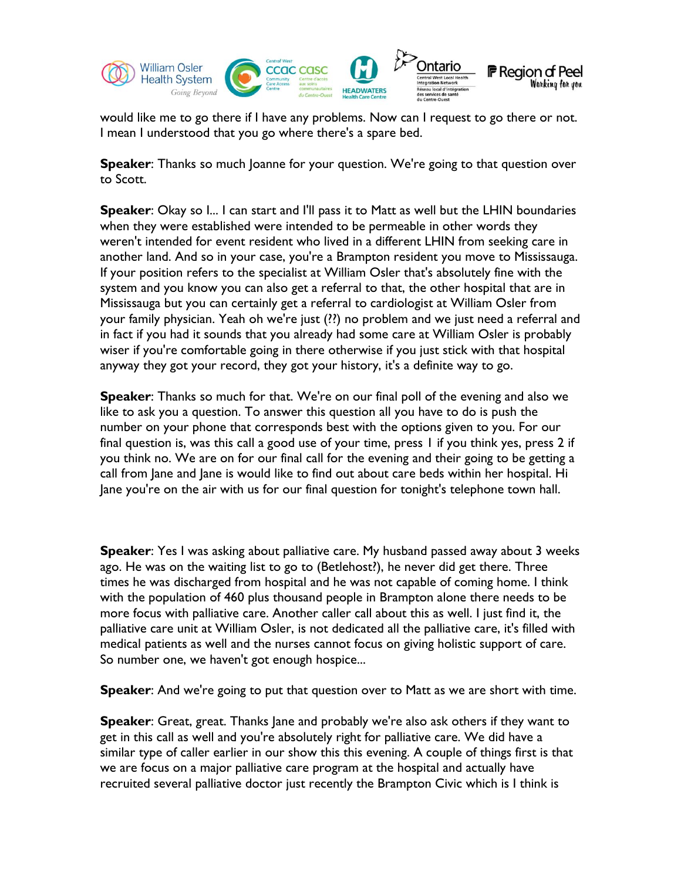would like me to go there if I have any problems. Now can I request to go there or not. I mean I understood that you go where there's a spare bed.

**Speaker**: Thanks so much Joanne for your question. We're going to that question over to Scott.

**Speaker**: Okay so I... I can start and I'll pass it to Matt as well but the LHIN boundaries when they were established were intended to be permeable in other words they weren't intended for event resident who lived in a different LHIN from seeking care in another land. And so in your case, you're a Brampton resident you move to Mississauga. If your position refers to the specialist at William Osler that's absolutely fine with the system and you know you can also get a referral to that, the other hospital that are in Mississauga but you can certainly get a referral to cardiologist at William Osler from your family physician. Yeah oh we're just (??) no problem and we just need a referral and in fact if you had it sounds that you already had some care at William Osler is probably wiser if you're comfortable going in there otherwise if you just stick with that hospital anyway they got your record, they got your history, it's a definite way to go.

**Speaker**: Thanks so much for that. We're on our final poll of the evening and also we like to ask you a question. To answer this question all you have to do is push the number on your phone that corresponds best with the options given to you. For our final question is, was this call a good use of your time, press 1 if you think yes, press 2 if you think no. We are on for our final call for the evening and their going to be getting a call from Jane and Jane is would like to find out about care beds within her hospital. Hi Jane you're on the air with us for our final question for tonight's telephone town hall.

**Speaker**: Yes I was asking about palliative care. My husband passed away about 3 weeks ago. He was on the waiting list to go to (Betlehost?), he never did get there. Three times he was discharged from hospital and he was not capable of coming home. I think with the population of 460 plus thousand people in Brampton alone there needs to be more focus with palliative care. Another caller call about this as well. I just find it, the palliative care unit at William Osler, is not dedicated all the palliative care, it's filled with medical patients as well and the nurses cannot focus on giving holistic support of care. So number one, we haven't got enough hospice...

**Speaker**: And we're going to put that question over to Matt as we are short with time.

**Speaker**: Great, great. Thanks Jane and probably we're also ask others if they want to get in this call as well and you're absolutely right for palliative care. We did have a similar type of caller earlier in our show this this evening. A couple of things first is that we are focus on a major palliative care program at the hospital and actually have recruited several palliative doctor just recently the Brampton Civic which is I think is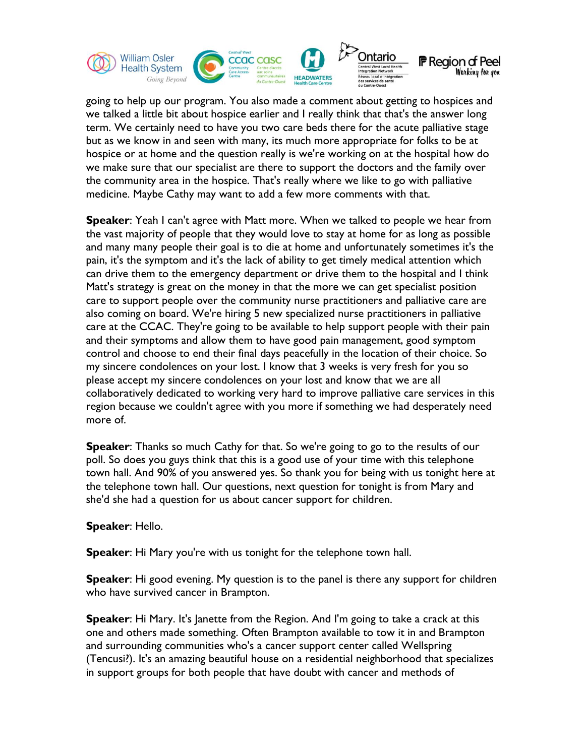going to help up our program. You also made a comment about getting to hospices and we talked a little bit about hospice earlier and I really think that that's the answer long term. We certainly need to have you two care beds there for the acute palliative stage but as we know in and seen with many, its much more appropriate for folks to be at hospice or at home and the question really is we're working on at the hospital how do we make sure that our specialist are there to support the doctors and the family over the community area in the hospice. That's really where we like to go with palliative medicine. Maybe Cathy may want to add a few more comments with that.

**Speaker**: Yeah I can't agree with Matt more. When we talked to people we hear from the vast majority of people that they would love to stay at home for as long as possible and many many people their goal is to die at home and unfortunately sometimes it's the pain, it's the symptom and it's the lack of ability to get timely medical attention which can drive them to the emergency department or drive them to the hospital and I think Matt's strategy is great on the money in that the more we can get specialist position care to support people over the community nurse practitioners and palliative care are also coming on board. We're hiring 5 new specialized nurse practitioners in palliative care at the CCAC. They're going to be available to help support people with their pain and their symptoms and allow them to have good pain management, good symptom control and choose to end their final days peacefully in the location of their choice. So my sincere condolences on your lost. I know that 3 weeks is very fresh for you so please accept my sincere condolences on your lost and know that we are all collaboratively dedicated to working very hard to improve palliative care services in this region because we couldn't agree with you more if something we had desperately need more of.

**Speaker**: Thanks so much Cathy for that. So we're going to go to the results of our poll. So does you guys think that this is a good use of your time with this telephone town hall. And 90% of you answered yes. So thank you for being with us tonight here at the telephone town hall. Our questions, next question for tonight is from Mary and she'd she had a question for us about cancer support for children.

**Speaker**: Hello.

**Speaker**: Hi Mary you're with us tonight for the telephone town hall.

**Speaker**: Hi good evening. My question is to the panel is there any support for children who have survived cancer in Brampton.

**Speaker**: Hi Mary. It's Janette from the Region. And I'm going to take a crack at this one and others made something. Often Brampton available to tow it in and Brampton and surrounding communities who's a cancer support center called Wellspring (Tencusi?). It's an amazing beautiful house on a residential neighborhood that specializes in support groups for both people that have doubt with cancer and methods of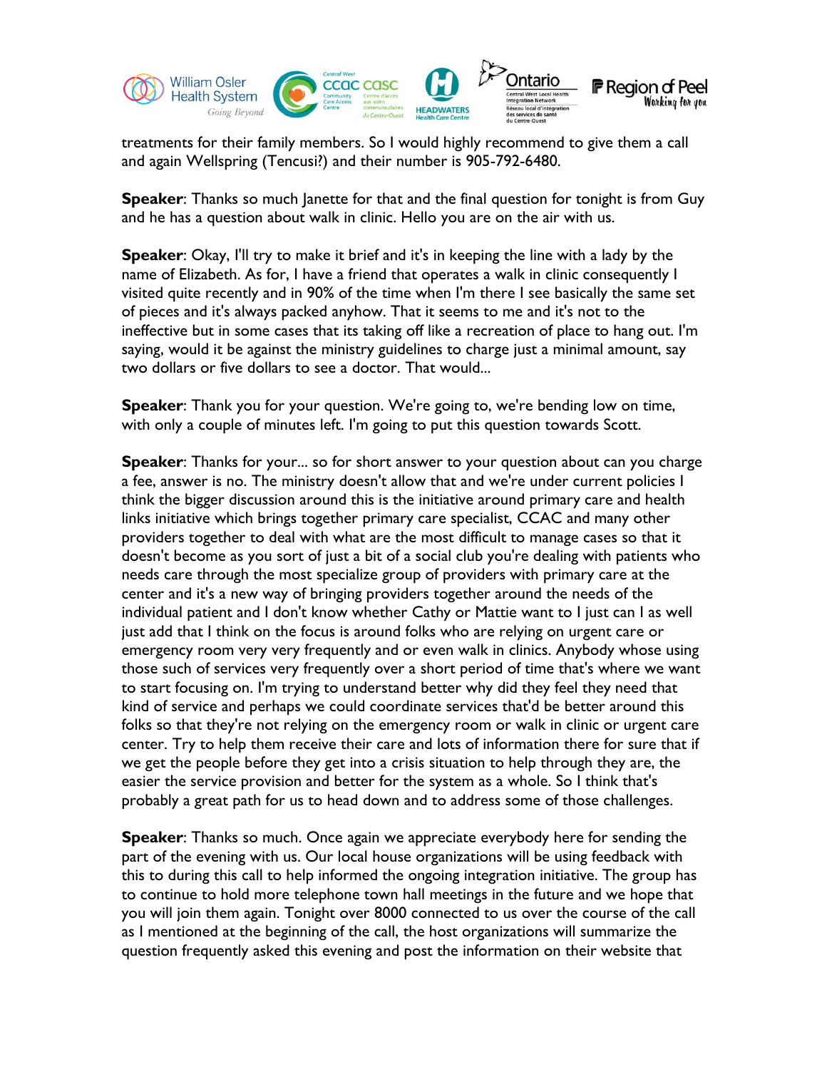treatments for their family members. So I would highly recommend to give them a call and again Wellspring (Tencusi?) and their number is 905-792-6480.

**Speaker**: Thanks so much Janette for that and the final question for tonight is from Guy and he has a question about walk in clinic. Hello you are on the air with us.

**Speaker**: Okay, I'll try to make it brief and it's in keeping the line with a lady by the name of Elizabeth. As for, I have a friend that operates a walk in clinic consequently I visited quite recently and in 90% of the time when I'm there I see basically the same set of pieces and it's always packed anyhow. That it seems to me and it's not to the ineffective but in some cases that its taking off like a recreation of place to hang out. I'm saying, would it be against the ministry guidelines to charge just a minimal amount, say two dollars or five dollars to see a doctor. That would...

**Speaker**: Thank you for your question. We're going to, we're bending low on time, with only a couple of minutes left. I'm going to put this question towards Scott.

**Speaker**: Thanks for your... so for short answer to your question about can you charge a fee, answer is no. The ministry doesn't allow that and we're under current policies I think the bigger discussion around this is the initiative around primary care and health links initiative which brings together primary care specialist, CCAC and many other providers together to deal with what are the most difficult to manage cases so that it doesn't become as you sort of just a bit of a social club you're dealing with patients who needs care through the most specialize group of providers with primary care at the center and it's a new way of bringing providers together around the needs of the individual patient and I don't know whether Cathy or Mattie want to I just can I as well just add that I think on the focus is around folks who are relying on urgent care or emergency room very very frequently and or even walk in clinics. Anybody whose using those such of services very frequently over a short period of time that's where we want to start focusing on. I'm trying to understand better why did they feel they need that kind of service and perhaps we could coordinate services that'd be better around this folks so that they're not relying on the emergency room or walk in clinic or urgent care center. Try to help them receive their care and lots of information there for sure that if we get the people before they get into a crisis situation to help through they are, the easier the service provision and better for the system as a whole. So I think that's probably a great path for us to head down and to address some of those challenges.

**Speaker**: Thanks so much. Once again we appreciate everybody here for sending the part of the evening with us. Our local house organizations will be using feedback with this to during this call to help informed the ongoing integration initiative. The group has to continue to hold more telephone town hall meetings in the future and we hope that you will join them again. Tonight over 8000 connected to us over the course of the call as I mentioned at the beginning of the call, the host organizations will summarize the question frequently asked this evening and post the information on their website that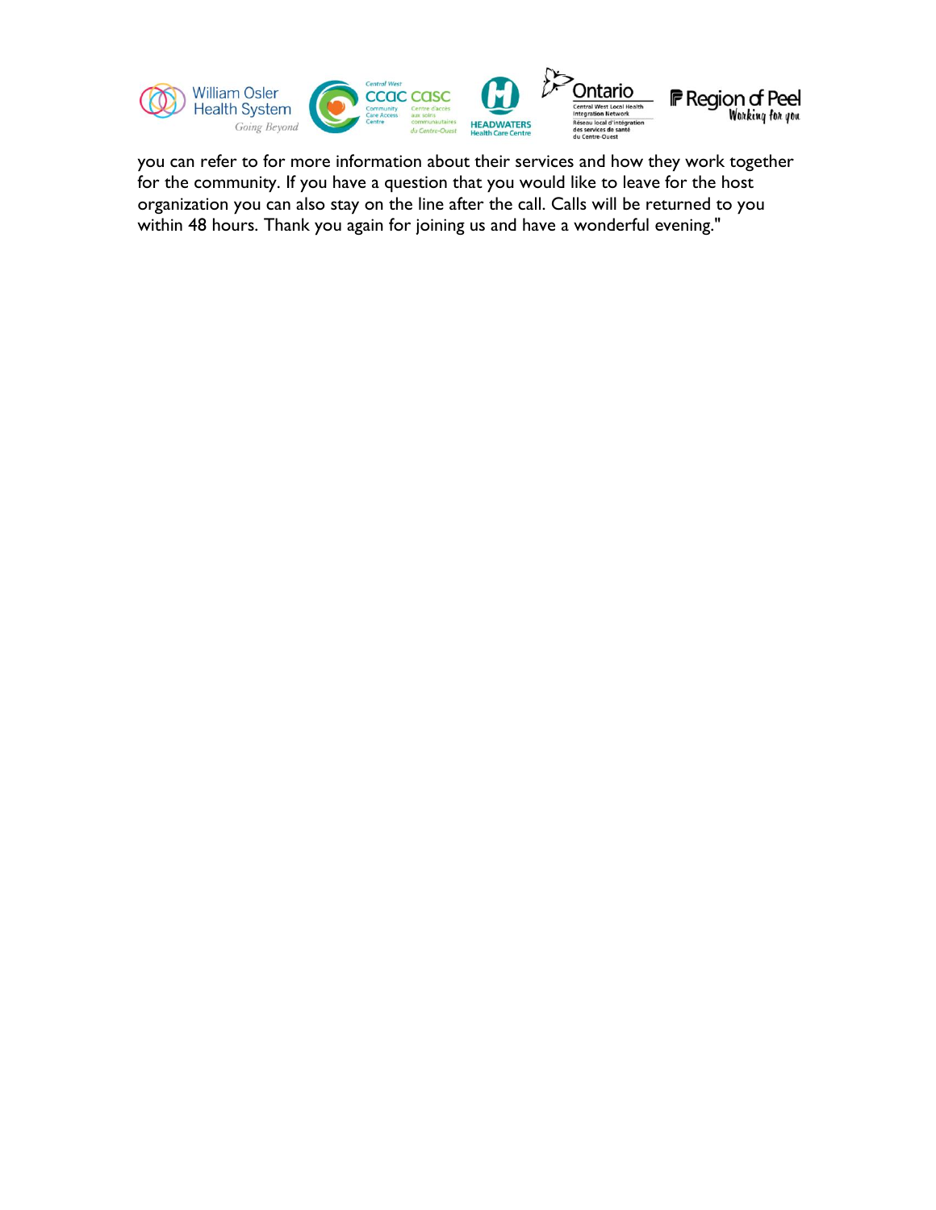you can refer to for more information about their services and how they work together for the community. If you have a question that you would like to leave for the host organization you can also stay on the line after the call. Calls will be returned to you within 48 hours. Thank you again for joining us and have a wonderful evening."